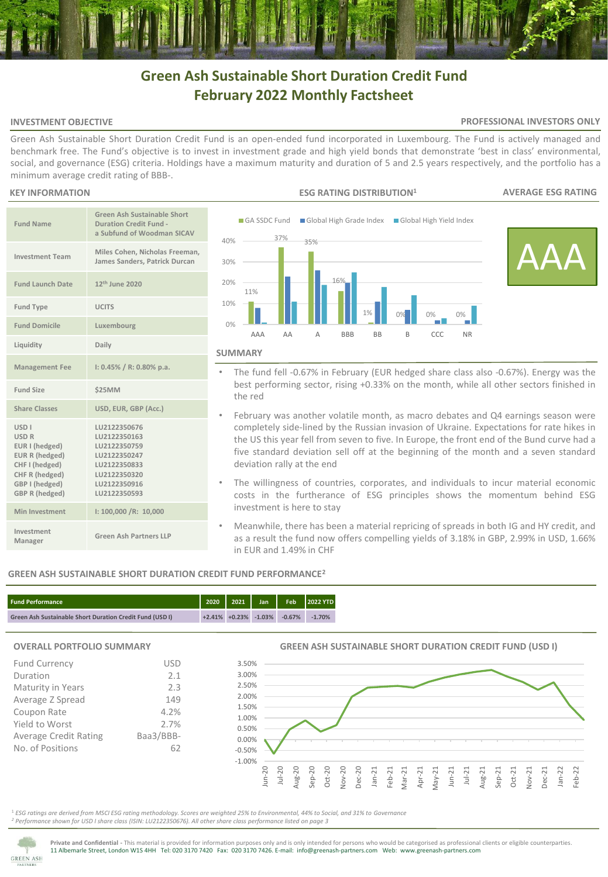# Green Ash Sustainable Short Duration Credit Fund
# February 2022 Monthly Factsheet

## INVESTMENT OBJECTIVE

**PROFESSIONAL INVESTORS ONLY**

Green Ash Sustainable Short Duration Credit Fund is an open-ended fund incorporated in Luxembourg. The Fund is actively managed and benchmark free. The Fund's objective is to invest in investment grade and high yield bonds that demonstrate 'best in class' environmental, social, and governance (ESG) criteria. Holdings have a maximum maturity and duration of 5 and 2.5 years respectively, and the portfolio has a minimum average credit rating of BBB-.

## KEY INFORMATION

| | |
|---|---|
| Fund Name | Green Ash Sustainable Short Duration Credit Fund - a Subfund of Woodman SICAV |
| Investment Team | Miles Cohen, Nicholas Freeman, James Sanders, Patrick Durcan |
| Fund Launch Date | 12th June 2020 |
| Fund Type | UCITS |
| Fund Domicile | Luxembourg |
| Liquidity | Daily |
| Management Fee | I: 0.45% / R: 0.80% p.a. |
| Fund Size | $25MM |
| Share Classes | USD, EUR, GBP (Acc.) |
| USD I<br>USD R<br>EUR I (hedged)<br>EUR R (hedged)<br>CHF I (hedged)<br>CHF R (hedged)<br>GBP I (hedged)<br>GBP R (hedged) | LU2122350676<br>LU2122350163<br>LU2122350759<br>LU2122350247<br>LU2122350833<br>LU2122350320<br>LU2122350916<br>LU2122350593 |
| Min Investment | I: 100,000 /R: 10,000 |
| Investment Manager | Green Ash Partners LLP |

## ESG RATING DISTRIBUTION[1]

| | AAA | AA | A | BBB | BB | B | CCC | NR |
|---|---|---|---|---|---|---|---|---|
| GA SSDC Fund | 11% | 37% | 35% | 16% | 1% | 0% | 0% | 0% |

## AVERAGE ESG RATING

AAA

## SUMMARY

- The fund fell -0.67% in February (EUR hedged share class also -0.67%). Energy was the best performing sector, rising +0.33% on the month, while all other sectors finished in the red
- February was another volatile month, as macro debates and Q4 earnings season were completely side-lined by the Russian invasion of Ukraine. Expectations for rate hikes in the US this year fell from seven to five. In Europe, the front end of the Bund curve had a five standard deviation sell off at the beginning of the month and a seven standard deviation rally at the end
- The willingness of countries, corporates, and individuals to incur material economic costs in the furtherance of ESG principles shows the momentum behind ESG investment is here to stay
- Meanwhile, there has been a material repricing of spreads in both IG and HY credit, and as a result the fund now offers compelling yields of 3.18% in GBP, 2.99% in USD, 1.66% in EUR and 1.49% in CHF

## GREEN ASH SUSTAINABLE SHORT DURATION CREDIT FUND PERFORMANCE[2]

| Fund Performance | 2020 | 2021 | Jan | Feb | 2022 YTD |
|---|---|---|---|---|---|
| Green Ash Sustainable Short Duration Credit Fund (USD I) | +2.41% | +0.23% | -1.03% | -0.67% | -1.70% |

## OVERALL PORTFOLIO SUMMARY

| | |
|---|---|
| Fund Currency | USD |
| Duration | 2.1 |
| Maturity in Years | 2.3 |
| Average Z Spread | 149 |
| Coupon Rate | 4.2% |
| Yield to Worst | 2.7% |
| Average Credit Rating | Baa3/BBB- |
| No. of Positions | 62 |

## GREEN ASH SUSTAINABLE SHORT DURATION CREDIT FUND (USD I)

[1] *ESG ratings are derived from MSCI ESG rating methodology. Scores are weighted 25% to Environmental, 44% to Social, and 31% to Governance*
[2] *Performance shown for USD I share class (ISIN: LU2122350676). All other share class performance listed on page 3*

**Private and Confidential** - This material is provided for information purposes only and is only intended for persons who would be categorised as professional clients or eligible counterparties.
11 Albemarle Street, London W1S 4HH Tel: 020 3170 7420 Fax: 020 3170 7426. E-mail: info@greenash-partners.com Web: www.greenash-partners.com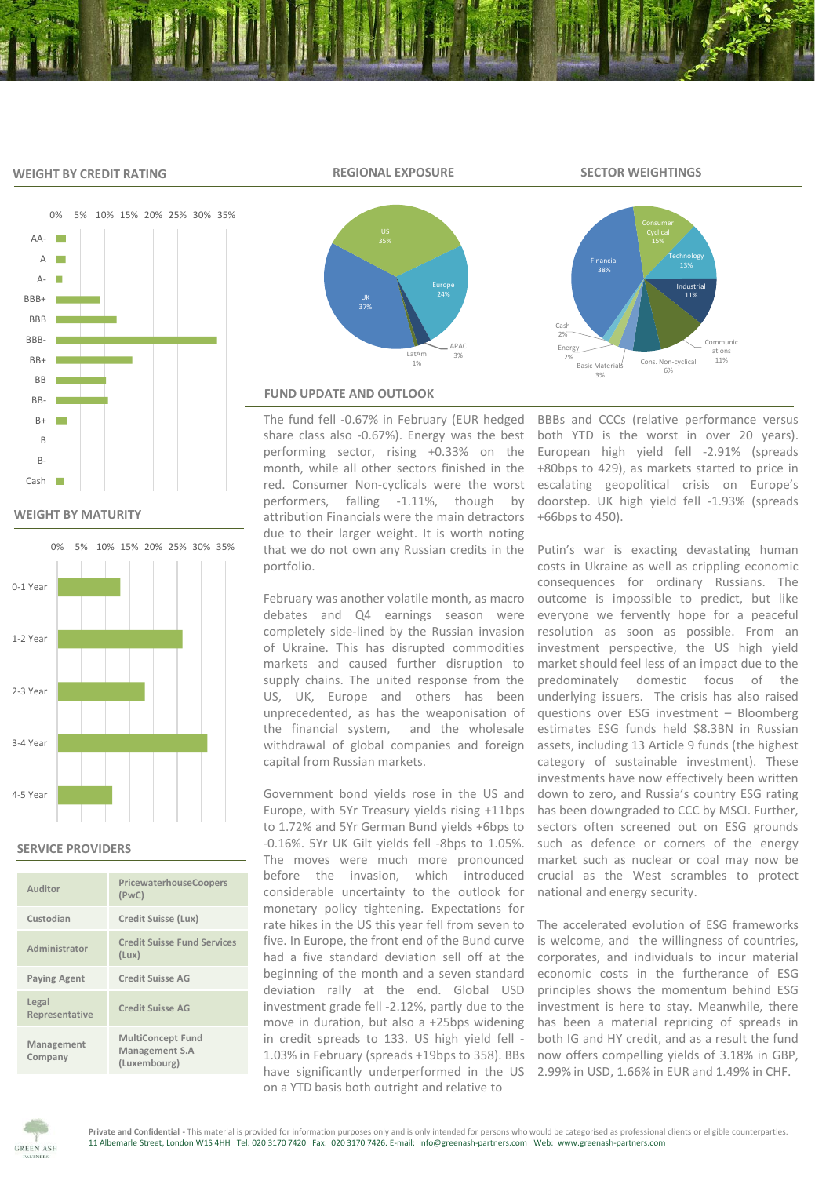## WEIGHT BY CREDIT RATING

| Rating |
|---|
| AA- |
| A |
| A- |
| BBB+ |
| BBB |
| BBB- |
| BB+ |
| BB |
| BB- |
| B+ |
| B |
| B- |
| Cash |

## REGIONAL EXPOSURE

| Region | Weight |
|---|---|
| US | 35% |
| UK | 37% |
| Europe | 24% |
| APAC | 3% |
| LatAm | 1% |

## SECTOR WEIGHTINGS

| Sector | Weight |
|---|---|
| Financial | 38% |
| Consumer Cyclical | 15% |
| Technology | 13% |
| Industrial | 11% |
| Communications | 11% |
| Cons. Non-cyclical | 6% |
| Basic Materials | 3% |
| Energy | 2% |
| Cash | 2% |

## WEIGHT BY MATURITY

| Maturity |
|---|
| 0-1 Year |
| 1-2 Year |
| 2-3 Year |
| 3-4 Year |
| 4-5 Year |

## SERVICE PROVIDERS

| | |
|---|---|
| Auditor | PricewaterhouseCoopers (PwC) |
| Custodian | Credit Suisse (Lux) |
| Administrator | Credit Suisse Fund Services (Lux) |
| Paying Agent | Credit Suisse AG |
| Legal Representative | Credit Suisse AG |
| Management Company | MultiConcept Fund Management S.A (Luxembourg) |

## FUND UPDATE AND OUTLOOK

The fund fell -0.67% in February (EUR hedged share class also -0.67%). Energy was the best performing sector, rising +0.33% on the month, while all other sectors finished in the red. Consumer Non-cyclicals were the worst performers, falling -1.11%, though by attribution Financials were the main detractors due to their larger weight. It is worth noting that we do not own any Russian credits in the portfolio.

February was another volatile month, as macro debates and Q4 earnings season were completely side-lined by the Russian invasion of Ukraine. This has disrupted commodities markets and caused further disruption to supply chains. The united response from the US, UK, Europe and others has been unprecedented, as has the weaponisation of the financial system, and the wholesale withdrawal of global companies and foreign capital from Russian markets.

Government bond yields rose in the US and Europe, with 5Yr Treasury yields rising +11bps to 1.72% and 5Yr German Bund yields +6bps to -0.16%. 5Yr UK Gilt yields fell -8bps to 1.05%. The moves were much more pronounced before the invasion, which introduced considerable uncertainty to the outlook for monetary policy tightening. Expectations for rate hikes in the US this year fell from seven to five. In Europe, the front end of the Bund curve had a five standard deviation sell off at the beginning of the month and a seven standard deviation rally at the end. Global USD investment grade fell -2.12%, partly due to the move in duration, but also a +25bps widening in credit spreads to 133. US high yield fell -1.03% in February (spreads +19bps to 358). BBs have significantly underperformed in the US on a YTD basis both outright and relative to BBBs and CCCs (relative performance versus both YTD is the worst in over 20 years). European high yield fell -2.91% (spreads +80bps to 429), as markets started to price in escalating geopolitical crisis on Europe's doorstep. UK high yield fell -1.93% (spreads +66bps to 450).

Putin's war is exacting devastating human costs in Ukraine as well as crippling economic consequences for ordinary Russians. The outcome is impossible to predict, but like everyone we fervently hope for a peaceful resolution as soon as possible. From an investment perspective, the US high yield market should feel less of an impact due to the predominately domestic focus of the underlying issuers. The crisis has also raised questions over ESG investment – Bloomberg estimates ESG funds held $8.3BN in Russian assets, including 13 Article 9 funds (the highest category of sustainable investment). These investments have now effectively been written down to zero, and Russia's country ESG rating has been downgraded to CCC by MSCI. Further, sectors often screened out on ESG grounds such as defence or corners of the energy market such as nuclear or coal may now be crucial as the West scrambles to protect national and energy security.

The accelerated evolution of ESG frameworks is welcome, and the willingness of countries, corporates, and individuals to incur material economic costs in the furtherance of ESG principles shows the momentum behind ESG investment is here to stay. Meanwhile, there has been a material repricing of spreads in both IG and HY credit, and as a result the fund now offers compelling yields of 3.18% in GBP, 2.99% in USD, 1.66% in EUR and 1.49% in CHF.

**Private and Confidential** - This material is provided for information purposes only and is only intended for persons who would be categorised as professional clients or eligible counterparties.
11 Albemarle Street, London W1S 4HH Tel: 020 3170 7420 Fax: 020 3170 7426. E-mail: info@greenash-partners.com Web: www.greenash-partners.com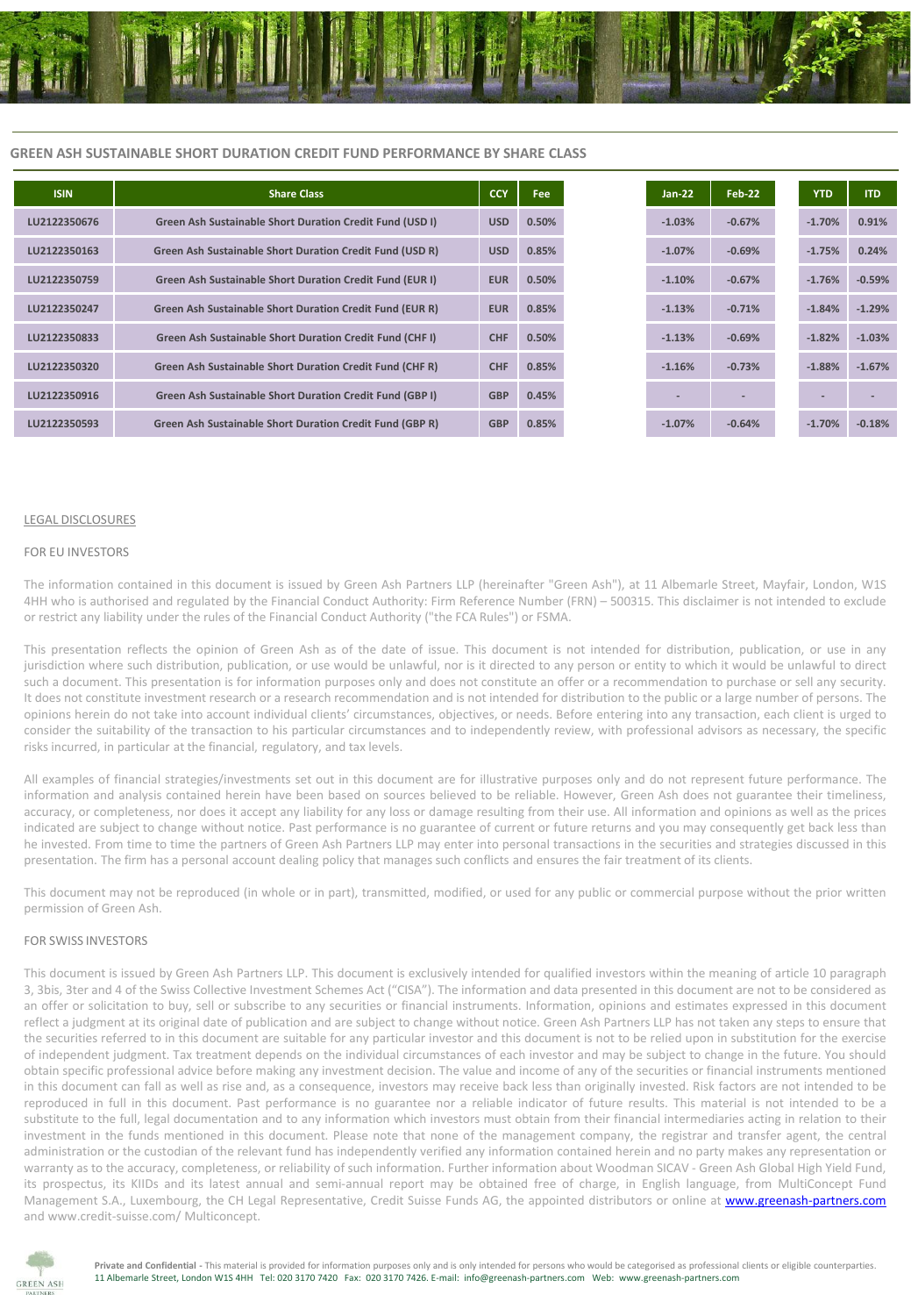## GREEN ASH SUSTAINABLE SHORT DURATION CREDIT FUND PERFORMANCE BY SHARE CLASS

| ISIN | Share Class | CCY | Fee | Jan-22 | Feb-22 | YTD | ITD |
|---|---|---|---|---|---|---|---|
| LU2122350676 | Green Ash Sustainable Short Duration Credit Fund (USD I) | USD | 0.50% | -1.03% | -0.67% | -1.70% | 0.91% |
| LU2122350163 | Green Ash Sustainable Short Duration Credit Fund (USD R) | USD | 0.85% | -1.07% | -0.69% | -1.75% | 0.24% |
| LU2122350759 | Green Ash Sustainable Short Duration Credit Fund (EUR I) | EUR | 0.50% | -1.10% | -0.67% | -1.76% | -0.59% |
| LU2122350247 | Green Ash Sustainable Short Duration Credit Fund (EUR R) | EUR | 0.85% | -1.13% | -0.71% | -1.84% | -1.29% |
| LU2122350833 | Green Ash Sustainable Short Duration Credit Fund (CHF I) | CHF | 0.50% | -1.13% | -0.69% | -1.82% | -1.03% |
| LU2122350320 | Green Ash Sustainable Short Duration Credit Fund (CHF R) | CHF | 0.85% | -1.16% | -0.73% | -1.88% | -1.67% |
| LU2122350916 | Green Ash Sustainable Short Duration Credit Fund (GBP I) | GBP | 0.45% | - | - | - | - |
| LU2122350593 | Green Ash Sustainable Short Duration Credit Fund (GBP R) | GBP | 0.85% | -1.07% | -0.64% | -1.70% | -0.18% |

LEGAL DISCLOSURES

FOR EU INVESTORS

The information contained in this document is issued by Green Ash Partners LLP (hereinafter "Green Ash"), at 11 Albemarle Street, Mayfair, London, W1S 4HH who is authorised and regulated by the Financial Conduct Authority: Firm Reference Number (FRN) – 500315. This disclaimer is not intended to exclude or restrict any liability under the rules of the Financial Conduct Authority ("the FCA Rules") or FSMA.

This presentation reflects the opinion of Green Ash as of the date of issue. This document is not intended for distribution, publication, or use in any jurisdiction where such distribution, publication, or use would be unlawful, nor is it directed to any person or entity to which it would be unlawful to direct such a document. This presentation is for information purposes only and does not constitute an offer or a recommendation to purchase or sell any security. It does not constitute investment research or a research recommendation and is not intended for distribution to the public or a large number of persons. The opinions herein do not take into account individual clients' circumstances, objectives, or needs. Before entering into any transaction, each client is urged to consider the suitability of the transaction to his particular circumstances and to independently review, with professional advisors as necessary, the specific risks incurred, in particular at the financial, regulatory, and tax levels.

All examples of financial strategies/investments set out in this document are for illustrative purposes only and do not represent future performance. The information and analysis contained herein have been based on sources believed to be reliable. However, Green Ash does not guarantee their timeliness, accuracy, or completeness, nor does it accept any liability for any loss or damage resulting from their use. All information and opinions as well as the prices indicated are subject to change without notice. Past performance is no guarantee of current or future returns and you may consequently get back less than he invested. From time to time the partners of Green Ash Partners LLP may enter into personal transactions in the securities and strategies discussed in this presentation. The firm has a personal account dealing policy that manages such conflicts and ensures the fair treatment of its clients.

This document may not be reproduced (in whole or in part), transmitted, modified, or used for any public or commercial purpose without the prior written permission of Green Ash.

FOR SWISS INVESTORS

This document is issued by Green Ash Partners LLP. This document is exclusively intended for qualified investors within the meaning of article 10 paragraph 3, 3bis, 3ter and 4 of the Swiss Collective Investment Schemes Act ("CISA"). The information and data presented in this document are not to be considered as an offer or solicitation to buy, sell or subscribe to any securities or financial instruments. Information, opinions and estimates expressed in this document reflect a judgment at its original date of publication and are subject to change without notice. Green Ash Partners LLP has not taken any steps to ensure that the securities referred to in this document are suitable for any particular investor and this document is not to be relied upon in substitution for the exercise of independent judgment. Tax treatment depends on the individual circumstances of each investor and may be subject to change in the future. You should obtain specific professional advice before making any investment decision. The value and income of any of the securities or financial instruments mentioned in this document can fall as well as rise and, as a consequence, investors may receive back less than originally invested. Risk factors are not intended to be reproduced in full in this document. Past performance is no guarantee nor a reliable indicator of future results. This material is not intended to be a substitute to the full, legal documentation and to any information which investors must obtain from their financial intermediaries acting in relation to their investment in the funds mentioned in this document. Please note that none of the management company, the registrar and transfer agent, the central administration or the custodian of the relevant fund has independently verified any information contained herein and no party makes any representation or warranty as to the accuracy, completeness, or reliability of such information. Further information about Woodman SICAV - Green Ash Global High Yield Fund, its prospectus, its KIIDs and its latest annual and semi-annual report may be obtained free of charge, in English language, from MultiConcept Fund Management S.A., Luxembourg, the CH Legal Representative, Credit Suisse Funds AG, the appointed distributors or online at www.greenash-partners.com and www.credit-suisse.com/ Multiconcept.

**Private and Confidential** - This material is provided for information purposes only and is only intended for persons who would be categorised as professional clients or eligible counterparties.
11 Albemarle Street, London W1S 4HH Tel: 020 3170 7420 Fax: 020 3170 7426. E-mail: info@greenash-partners.com Web: www.greenash-partners.com